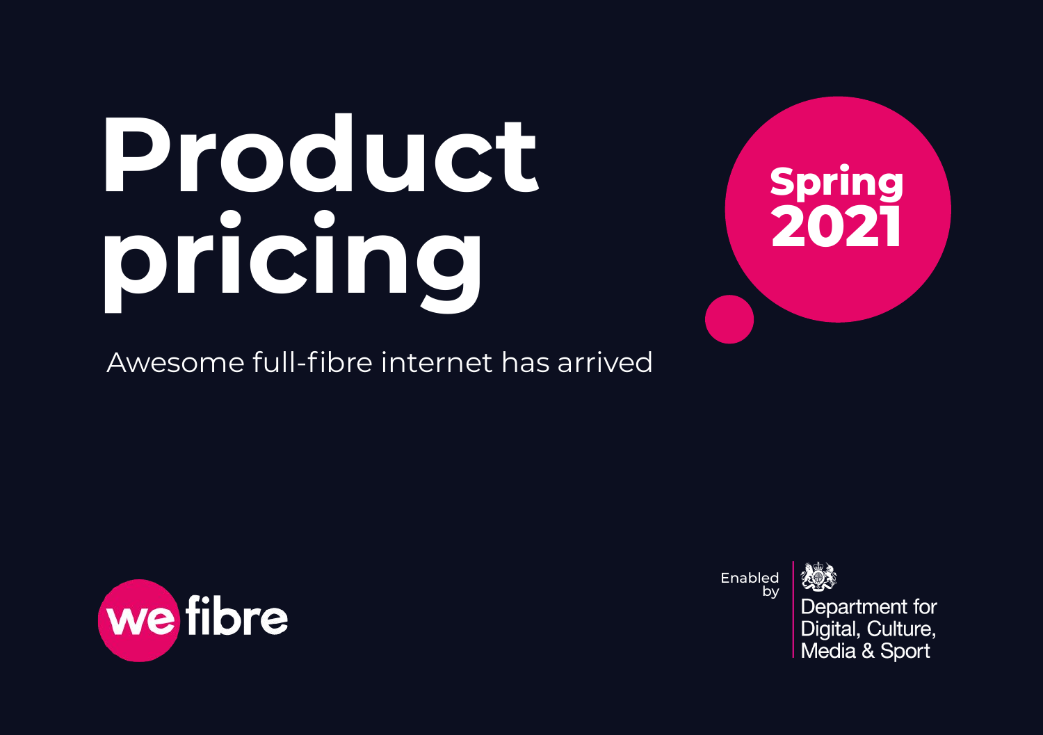# Product pricing

**Spring 2021**

Awesome full-fibre internet has arrived

we fibre

Enabled by

Department for Digital, Culture, Media & Sport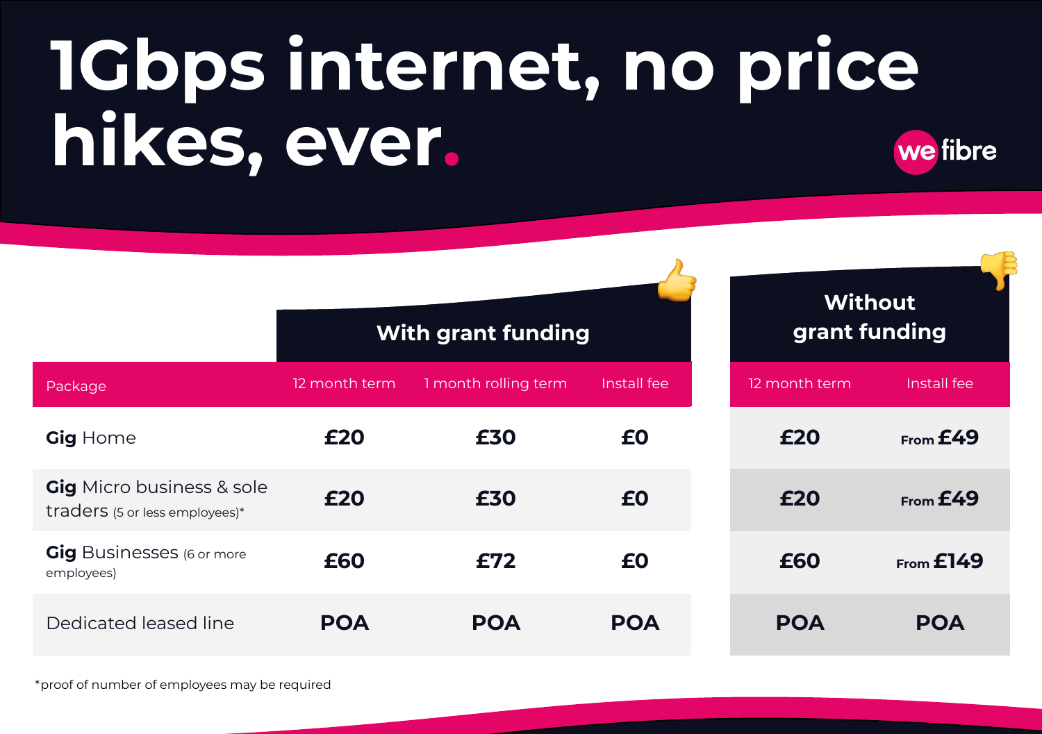# 1Gbps internet, no price hikes, ever.

we fibre

| Package | With grant funding | | | Without grant funding | |
|---|---|---|---|---|---|
| | 12 month term | 1 month rolling term | Install fee | 12 month term | Install fee |
| **Gig** Home | **£20** | **£30** | **£0** | **£20** | From **£49** |
| **Gig** Micro business & sole traders (5 or less employees)* | **£20** | **£30** | **£0** | **£20** | From **£49** |
| **Gig** Businesses (6 or more employees) | **£60** | **£72** | **£0** | **£60** | From **£149** |
| Dedicated leased line | **POA** | **POA** | **POA** | **POA** | **POA** |

*proof of number of employees may be required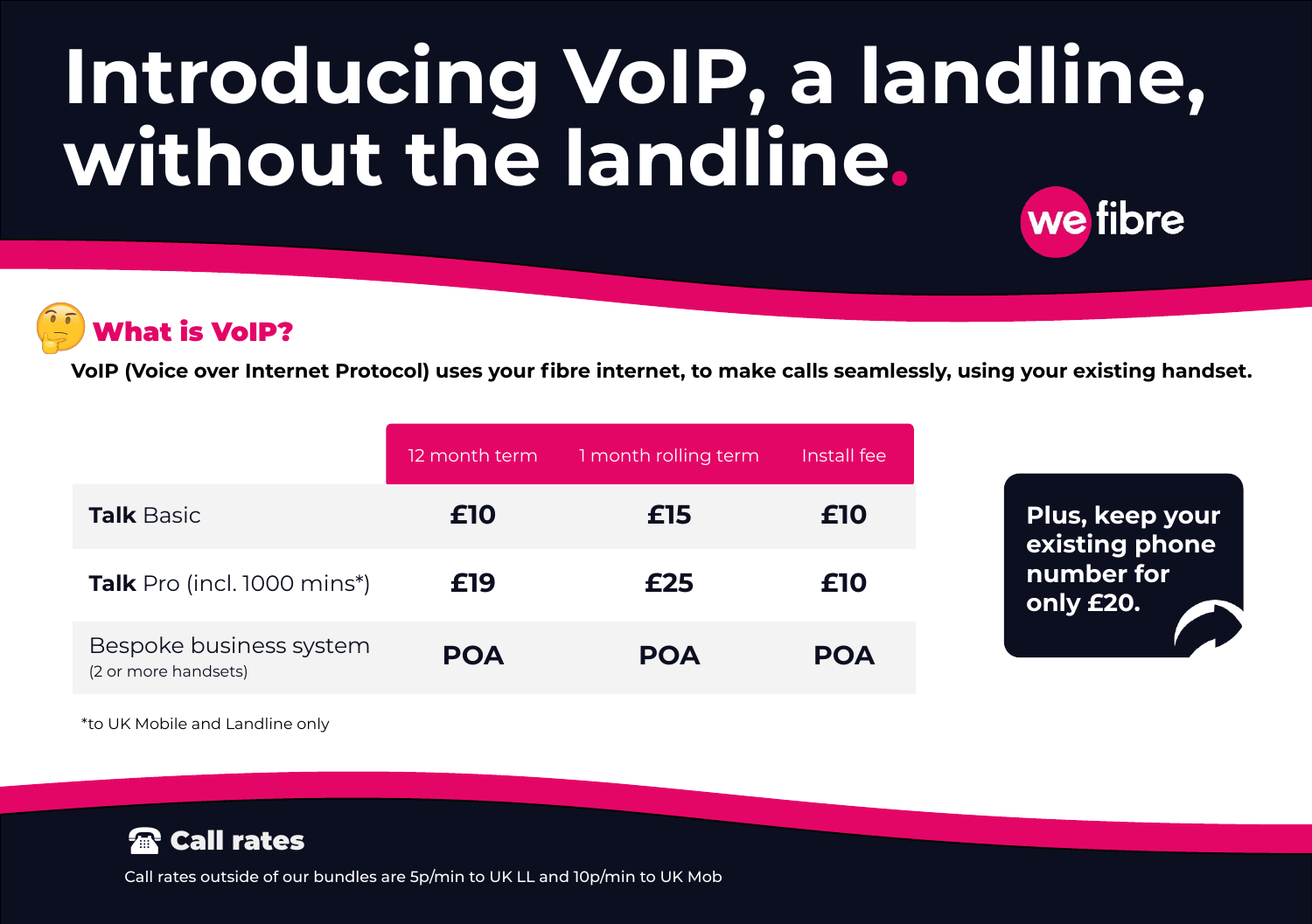# Introducing VoIP, a landline, without the landline.

we fibre

## What is VoIP?

**VoIP (Voice over Internet Protocol) uses your fibre internet, to make calls seamlessly, using your existing handset.**

| | 12 month term | 1 month rolling term | Install fee |
|---|---|---|---|
| **Talk** Basic | **£10** | **£15** | **£10** |
| **Talk** Pro (incl. 1000 mins*) | **£19** | **£25** | **£10** |
| Bespoke business system (2 or more handsets) | **POA** | **POA** | **POA** |

*to UK Mobile and Landline only

**Plus, keep your existing phone number for only £20.**

## ☎ Call rates

Call rates outside of our bundles are 5p/min to UK LL and 10p/min to UK Mob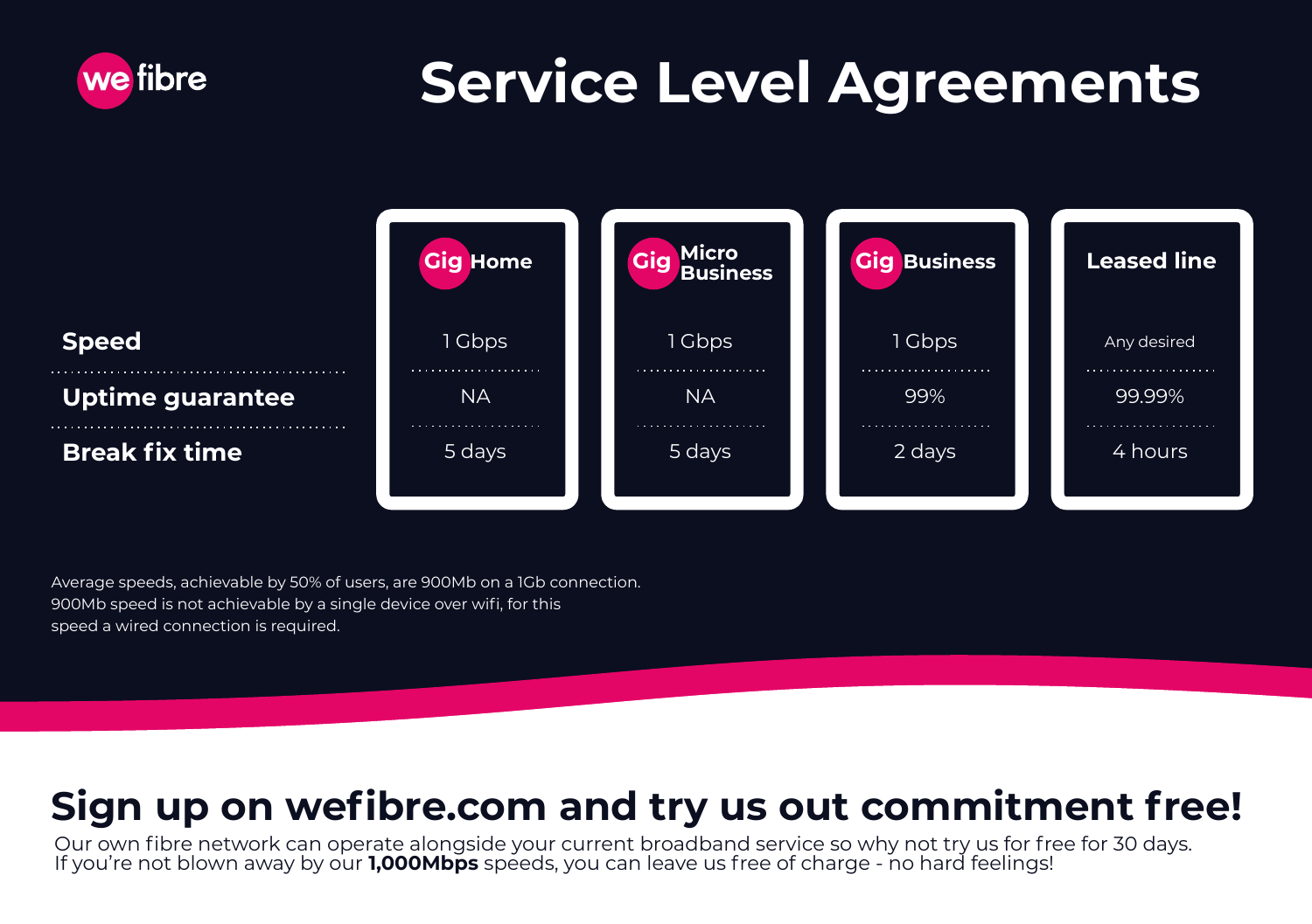we fibre

# Service Level Agreements

| | Gig Home | Gig Micro Business | Gig Business | Leased line |
|---|---|---|---|---|
| **Speed** | 1 Gbps | 1 Gbps | 1 Gbps | Any desired |
| **Uptime guarantee** | NA | NA | 99% | 99.99% |
| **Break fix time** | 5 days | 5 days | 2 days | 4 hours |

Average speeds, achievable by 50% of users, are 900Mb on a 1Gb connection. 900Mb speed is not achievable by a single device over wifi, for this speed a wired connection is required.

## Sign up on wefibre.com and try us out commitment free!

Our own fibre network can operate alongside your current broadband service so why not try us for free for 30 days. If you're not blown away by our **1,000Mbps** speeds, you can leave us free of charge - no hard feelings!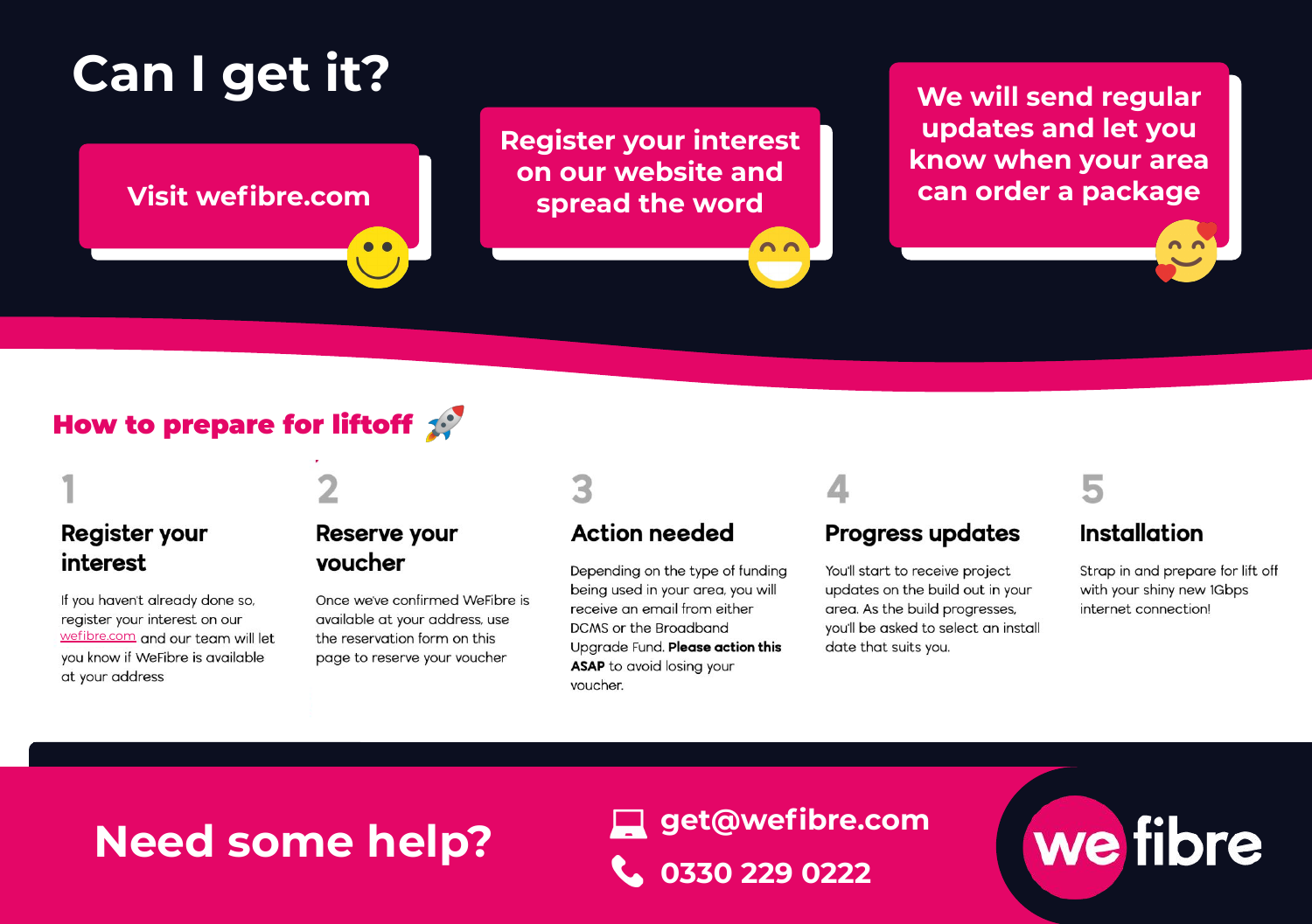# Can I get it?

Visit wefibre.com

Register your interest on our website and spread the word

We will send regular updates and let you know when your area can order a package

## How to prepare for liftoff 🚀

### 1

### Register your interest

If you haven't already done so, register your interest on our wefibre.com and our team will let you know if WeFibre is available at your address

### 2

### Reserve your voucher

Once we've confirmed WeFibre is available at your address, use the reservation form on this page to reserve your voucher

### 3

### Action needed

Depending on the type of funding being used in your area, you will receive an email from either DCMS or the Broadband Upgrade Fund. **Please action this ASAP** to avoid losing your voucher.

### 4

### Progress updates

You'll start to receive project updates on the build out in your area. As the build progresses, you'll be asked to select an install date that suits you.

### 5

### Installation

Strap in and prepare for lift off with your shiny new 1Gbps internet connection!

## Need some help?

get@wefibre.com

0330 229 0222

we fibre